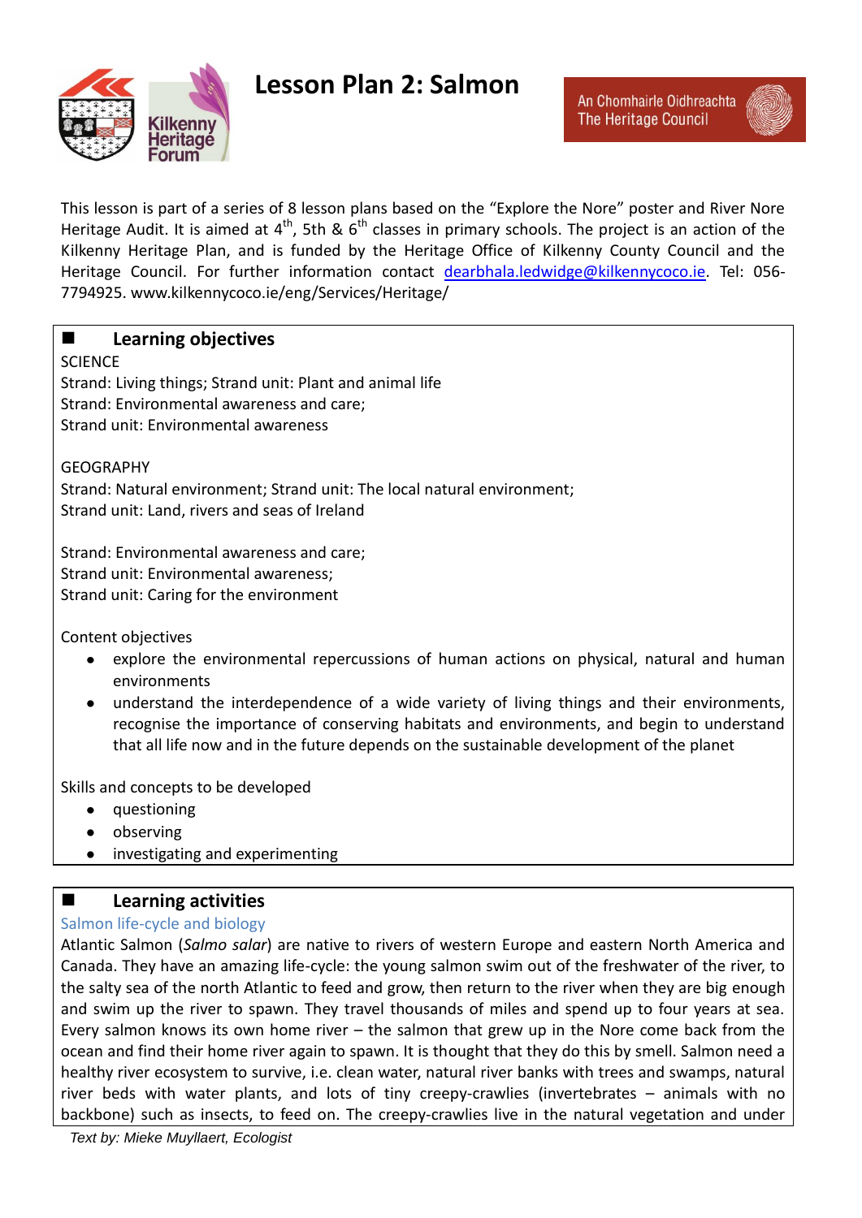# Lesson Plan 2: Salmon

This lesson is part of a series of 8 lesson plans based on the "Explore the Nore" poster and River Nore Heritage Audit. It is aimed at 4th, 5th & 6th classes in primary schools. The project is an action of the Kilkenny Heritage Plan, and is funded by the Heritage Office of Kilkenny County Council and the Heritage Council. For further information contact dearbhala.ledwidge@kilkennycoco.ie. Tel: 056-7794925. www.kilkennycoco.ie/eng/Services/Heritage/

## Learning objectives

SCIENCE
Strand: Living things; Strand unit: Plant and animal life
Strand: Environmental awareness and care;
Strand unit: Environmental awareness

GEOGRAPHY
Strand: Natural environment; Strand unit: The local natural environment;
Strand unit: Land, rivers and seas of Ireland

Strand: Environmental awareness and care;
Strand unit: Environmental awareness;
Strand unit: Caring for the environment

Content objectives

- explore the environmental repercussions of human actions on physical, natural and human environments
- understand the interdependence of a wide variety of living things and their environments, recognise the importance of conserving habitats and environments, and begin to understand that all life now and in the future depends on the sustainable development of the planet

Skills and concepts to be developed

- questioning
- observing
- investigating and experimenting

## Learning activities

### Salmon life-cycle and biology

Atlantic Salmon (*Salmo salar*) are native to rivers of western Europe and eastern North America and Canada. They have an amazing life-cycle: the young salmon swim out of the freshwater of the river, to the salty sea of the north Atlantic to feed and grow, then return to the river when they are big enough and swim up the river to spawn. They travel thousands of miles and spend up to four years at sea. Every salmon knows its own home river – the salmon that grew up in the Nore come back from the ocean and find their home river again to spawn. It is thought that they do this by smell. Salmon need a healthy river ecosystem to survive, i.e. clean water, natural river banks with trees and swamps, natural river beds with water plants, and lots of tiny creepy-crawlies (invertebrates – animals with no backbone) such as insects, to feed on. The creepy-crawlies live in the natural vegetation and under

*Text by: Mieke Muyllaert, Ecologist*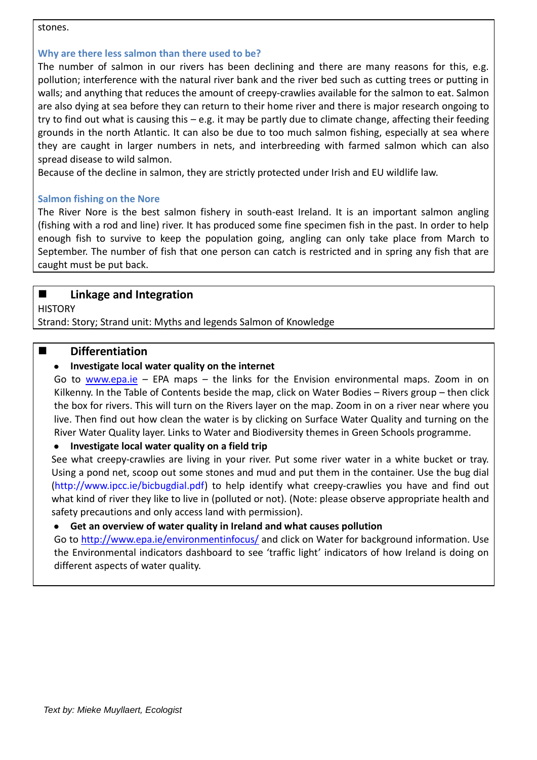stones.

### Why are there less salmon than there used to be?

The number of salmon in our rivers has been declining and there are many reasons for this, e.g. pollution; interference with the natural river bank and the river bed such as cutting trees or putting in walls; and anything that reduces the amount of creepy-crawlies available for the salmon to eat. Salmon are also dying at sea before they can return to their home river and there is major research ongoing to try to find out what is causing this – e.g. it may be partly due to climate change, affecting their feeding grounds in the north Atlantic. It can also be due to too much salmon fishing, especially at sea where they are caught in larger numbers in nets, and interbreeding with farmed salmon which can also spread disease to wild salmon.

Because of the decline in salmon, they are strictly protected under Irish and EU wildlife law.

### Salmon fishing on the Nore

The River Nore is the best salmon fishery in south-east Ireland. It is an important salmon angling (fishing with a rod and line) river. It has produced some fine specimen fish in the past. In order to help enough fish to survive to keep the population going, angling can only take place from March to September. The number of fish that one person can catch is restricted and in spring any fish that are caught must be put back.

## Linkage and Integration

HISTORY

Strand: Story; Strand unit: Myths and legends Salmon of Knowledge

## Differentiation

- **Investigate local water quality on the internet**

  Go to www.epa.ie – EPA maps – the links for the Envision environmental maps. Zoom in on Kilkenny. In the Table of Contents beside the map, click on Water Bodies – Rivers group – then click the box for rivers. This will turn on the Rivers layer on the map. Zoom in on a river near where you live. Then find out how clean the water is by clicking on Surface Water Quality and turning on the River Water Quality layer. Links to Water and Biodiversity themes in Green Schools programme.

- **Investigate local water quality on a field trip**

  See what creepy-crawlies are living in your river. Put some river water in a white bucket or tray. Using a pond net, scoop out some stones and mud and put them in the container. Use the bug dial (http://www.ipcc.ie/bicbugdial.pdf) to help identify what creepy-crawlies you have and find out what kind of river they like to live in (polluted or not). (Note: please observe appropriate health and safety precautions and only access land with permission).

- **Get an overview of water quality in Ireland and what causes pollution**

  Go to http://www.epa.ie/environmentinfocus/ and click on Water for background information. Use the Environmental indicators dashboard to see 'traffic light' indicators of how Ireland is doing on different aspects of water quality.

*Text by: Mieke Muyllaert, Ecologist*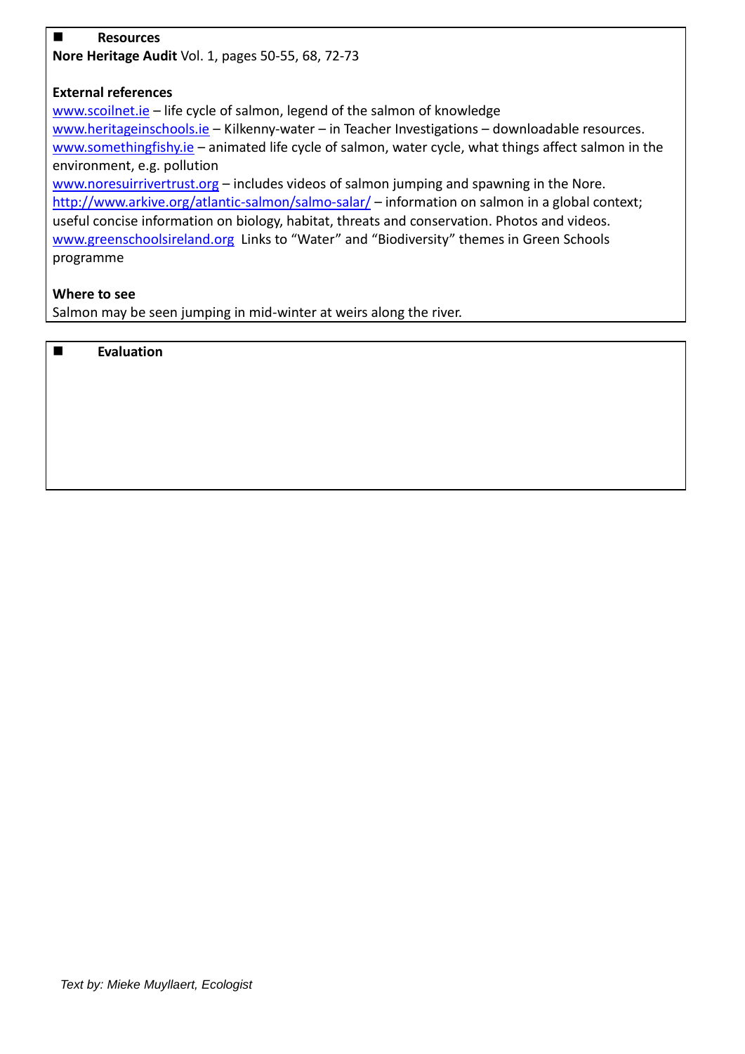## ■ Resources

**Nore Heritage Audit** Vol. 1, pages 50-55, 68, 72-73

**External references**

www.scoilnet.ie – life cycle of salmon, legend of the salmon of knowledge
www.heritageinschools.ie – Kilkenny-water – in Teacher Investigations – downloadable resources.
www.somethingfishy.ie – animated life cycle of salmon, water cycle, what things affect salmon in the environment, e.g. pollution
www.noresuirrivertrust.org – includes videos of salmon jumping and spawning in the Nore.
http://www.arkive.org/atlantic-salmon/salmo-salar/ – information on salmon in a global context; useful concise information on biology, habitat, threats and conservation. Photos and videos.
www.greenschoolsireland.org Links to "Water" and "Biodiversity" themes in Green Schools programme

**Where to see**

Salmon may be seen jumping in mid-winter at weirs along the river.

## ■ Evaluation

*Text by: Mieke Muyllaert, Ecologist*